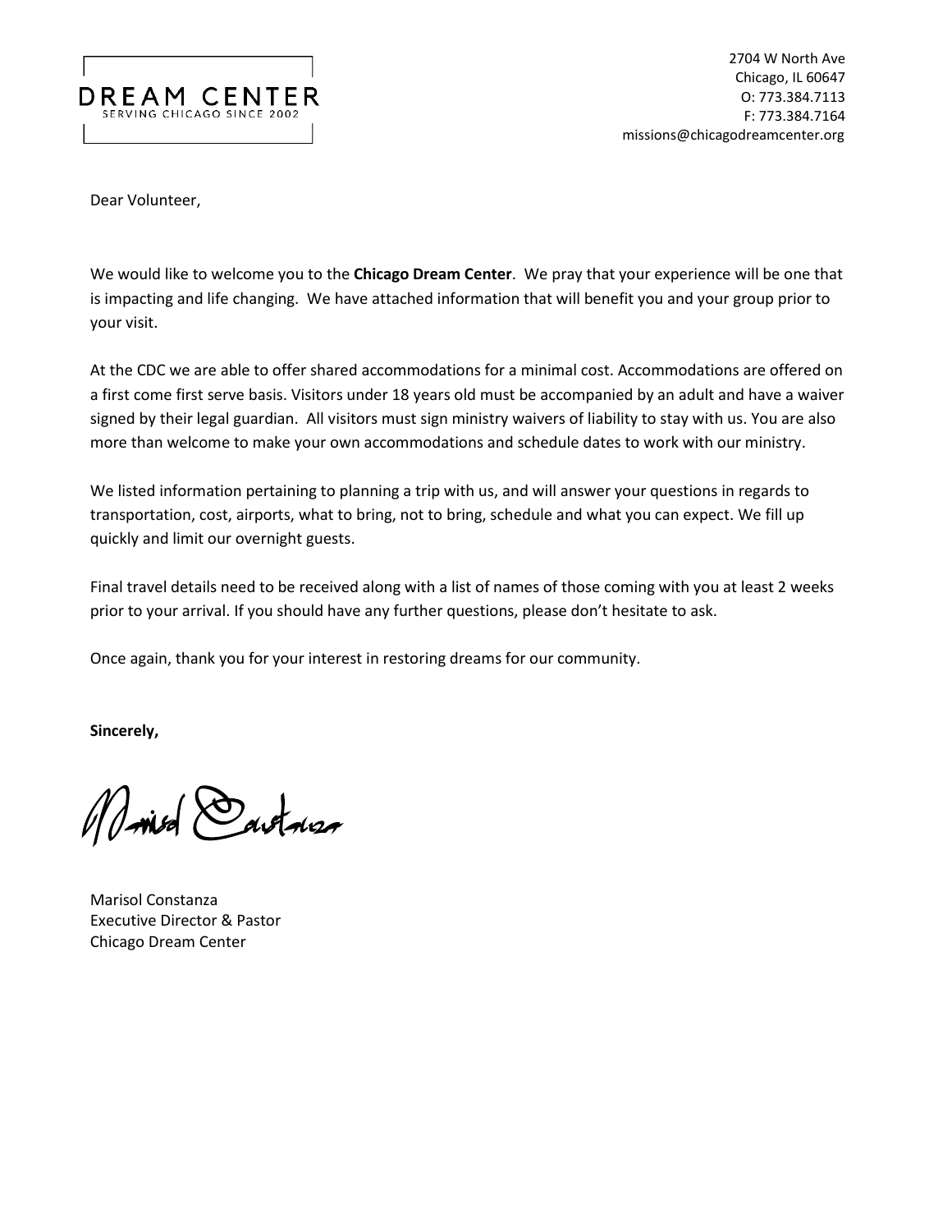DREAM CENTER
SERVING CHICAGO SINCE 2002

2704 W North Ave
Chicago, IL 60647
O: 773.384.7113
F: 773.384.7164
missions@chicagodreamcenter.org

Dear Volunteer,

We would like to welcome you to the **Chicago Dream Center**. We pray that your experience will be one that is impacting and life changing. We have attached information that will benefit you and your group prior to your visit.

At the CDC we are able to offer shared accommodations for a minimal cost. Accommodations are offered on a first come first serve basis. Visitors under 18 years old must be accompanied by an adult and have a waiver signed by their legal guardian. All visitors must sign ministry waivers of liability to stay with us. You are also more than welcome to make your own accommodations and schedule dates to work with our ministry.

We listed information pertaining to planning a trip with us, and will answer your questions in regards to transportation, cost, airports, what to bring, not to bring, schedule and what you can expect. We fill up quickly and limit our overnight guests.

Final travel details need to be received along with a list of names of those coming with you at least 2 weeks prior to your arrival. If you should have any further questions, please don't hesitate to ask.

Once again, thank you for your interest in restoring dreams for our community.

**Sincerely,**

Marisol Constanza
Executive Director & Pastor
Chicago Dream Center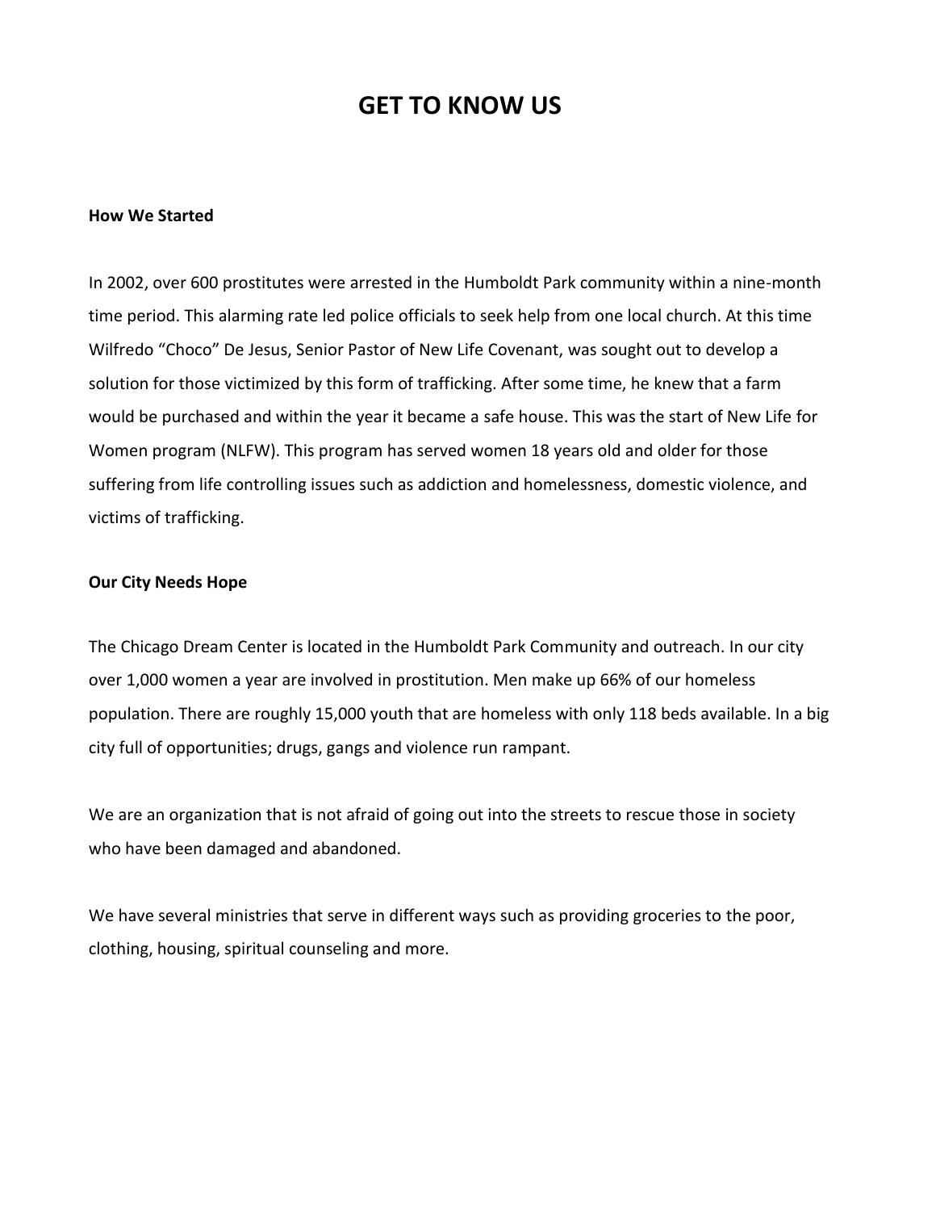# GET TO KNOW US

**How We Started**

In 2002, over 600 prostitutes were arrested in the Humboldt Park community within a nine-month time period. This alarming rate led police officials to seek help from one local church. At this time Wilfredo "Choco" De Jesus, Senior Pastor of New Life Covenant, was sought out to develop a solution for those victimized by this form of trafficking. After some time, he knew that a farm would be purchased and within the year it became a safe house. This was the start of New Life for Women program (NLFW). This program has served women 18 years old and older for those suffering from life controlling issues such as addiction and homelessness, domestic violence, and victims of trafficking.

**Our City Needs Hope**

The Chicago Dream Center is located in the Humboldt Park Community and outreach. In our city over 1,000 women a year are involved in prostitution. Men make up 66% of our homeless population. There are roughly 15,000 youth that are homeless with only 118 beds available. In a big city full of opportunities; drugs, gangs and violence run rampant.

We are an organization that is not afraid of going out into the streets to rescue those in society who have been damaged and abandoned.

We have several ministries that serve in different ways such as providing groceries to the poor, clothing, housing, spiritual counseling and more.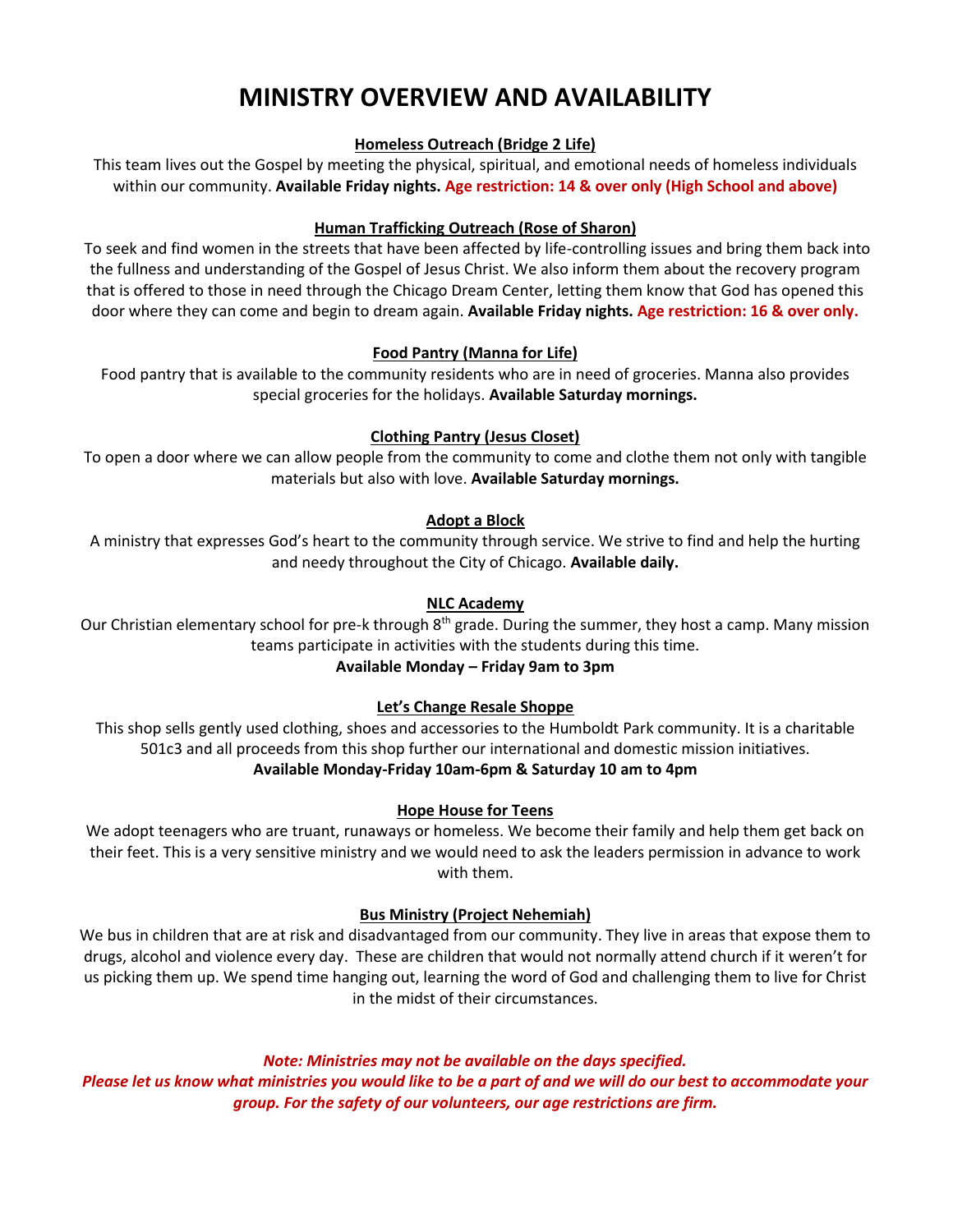# MINISTRY OVERVIEW AND AVAILABILITY

**Homeless Outreach (Bridge 2 Life)**

This team lives out the Gospel by meeting the physical, spiritual, and emotional needs of homeless individuals within our community. **Available Friday nights. Age restriction: 14 & over only (High School and above)**

**Human Trafficking Outreach (Rose of Sharon)**

To seek and find women in the streets that have been affected by life-controlling issues and bring them back into the fullness and understanding of the Gospel of Jesus Christ. We also inform them about the recovery program that is offered to those in need through the Chicago Dream Center, letting them know that God has opened this door where they can come and begin to dream again. **Available Friday nights. Age restriction: 16 & over only.**

**Food Pantry (Manna for Life)**

Food pantry that is available to the community residents who are in need of groceries. Manna also provides special groceries for the holidays. **Available Saturday mornings.**

**Clothing Pantry (Jesus Closet)**

To open a door where we can allow people from the community to come and clothe them not only with tangible materials but also with love. **Available Saturday mornings.**

**Adopt a Block**

A ministry that expresses God's heart to the community through service. We strive to find and help the hurting and needy throughout the City of Chicago. **Available daily.**

**NLC Academy**

Our Christian elementary school for pre-k through 8th grade. During the summer, they host a camp. Many mission teams participate in activities with the students during this time.

**Available Monday – Friday 9am to 3pm**

**Let's Change Resale Shoppe**

This shop sells gently used clothing, shoes and accessories to the Humboldt Park community. It is a charitable 501c3 and all proceeds from this shop further our international and domestic mission initiatives.

**Available Monday-Friday 10am-6pm & Saturday 10 am to 4pm**

**Hope House for Teens**

We adopt teenagers who are truant, runaways or homeless. We become their family and help them get back on their feet. This is a very sensitive ministry and we would need to ask the leaders permission in advance to work with them.

**Bus Ministry (Project Nehemiah)**

We bus in children that are at risk and disadvantaged from our community. They live in areas that expose them to drugs, alcohol and violence every day. These are children that would not normally attend church if it weren't for us picking them up. We spend time hanging out, learning the word of God and challenging them to live for Christ in the midst of their circumstances.

***Note: Ministries may not be available on the days specified.***
***Please let us know what ministries you would like to be a part of and we will do our best to accommodate your group. For the safety of our volunteers, our age restrictions are firm.***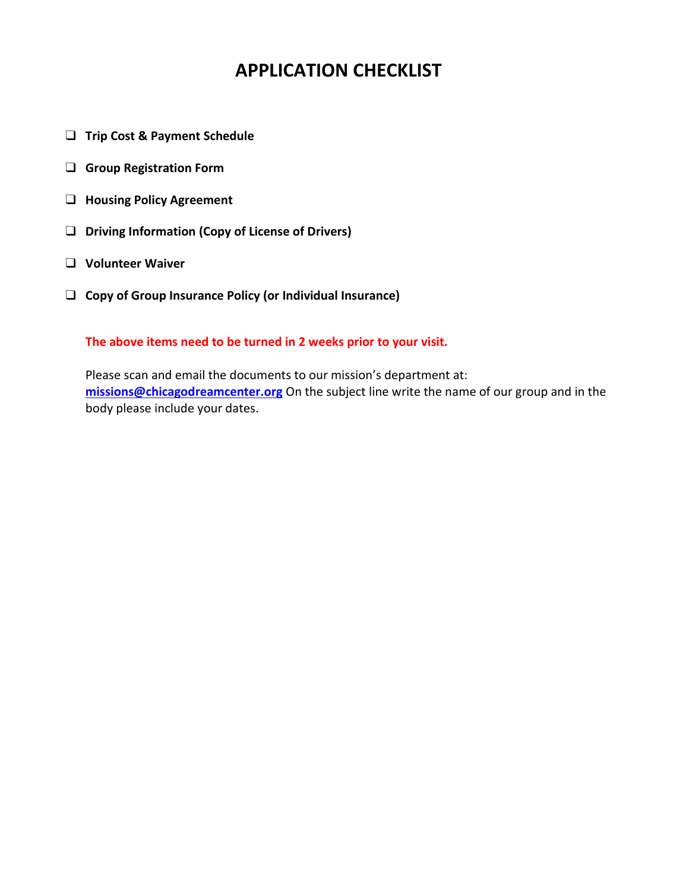# APPLICATION CHECKLIST

- [ ] **Trip Cost & Payment Schedule**
- [ ] **Group Registration Form**
- [ ] **Housing Policy Agreement**
- [ ] **Driving Information (Copy of License of Drivers)**
- [ ] **Volunteer Waiver**
- [ ] **Copy of Group Insurance Policy (or Individual Insurance)**

**The above items need to be turned in 2 weeks prior to your visit.**

Please scan and email the documents to our mission's department at: **missions@chicagodreamcenter.org** On the subject line write the name of our group and in the body please include your dates.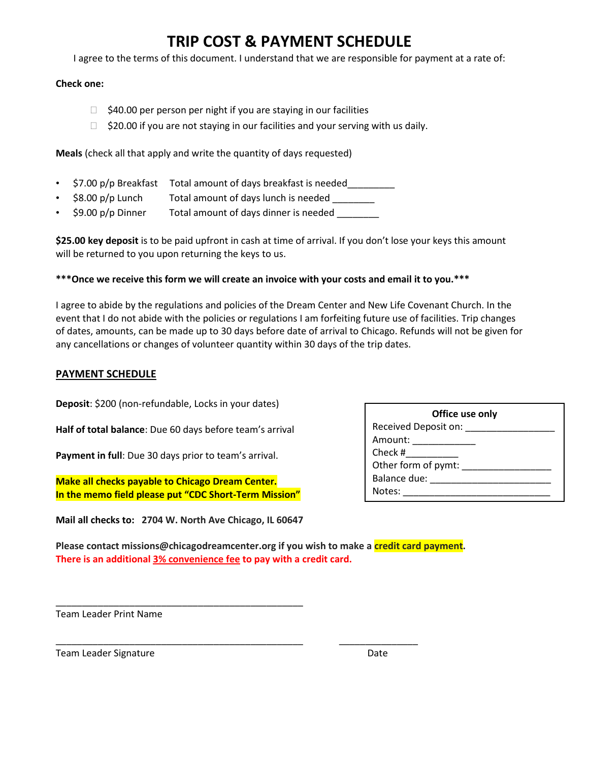# TRIP COST & PAYMENT SCHEDULE

I agree to the terms of this document. I understand that we are responsible for payment at a rate of:

**Check one:**

- ☐ $40.00 per person per night if you are staying in our facilities
- ☐ $20.00 if you are not staying in our facilities and your serving with us daily.

**Meals** (check all that apply and write the quantity of days requested)

- $7.00 p/p Breakfast   Total amount of days breakfast is needed_________
- $8.00 p/p Lunch   Total amount of days lunch is needed ________
- $9.00 p/p Dinner   Total amount of days dinner is needed ________

**$25.00 key deposit** is to be paid upfront in cash at time of arrival. If you don't lose your keys this amount will be returned to you upon returning the keys to us.

*****Once we receive this form we will create an invoice with your costs and email it to you.*****

I agree to abide by the regulations and policies of the Dream Center and New Life Covenant Church. In the event that I do not abide with the policies or regulations I am forfeiting future use of facilities. Trip changes of dates, amounts, can be made up to 30 days before date of arrival to Chicago. Refunds will not be given for any cancellations or changes of volunteer quantity within 30 days of the trip dates.

## PAYMENT SCHEDULE

**Deposit**: $200 (non-refundable, Locks in your dates)

**Half of total balance**: Due 60 days before team's arrival

**Payment in full**: Due 30 days prior to team's arrival.

**Make all checks payable to Chicago Dream Center.**
**In the memo field please put "CDC Short-Term Mission"**

| Office use only |
|---|
| Received Deposit on: _________________ |
| Amount: ____________ |
| Check #__________ |
| Other form of pymt: _________________ |
| Balance due: ________________________ |
| Notes: ____________________________ |

**Mail all checks to: 2704 W. North Ave Chicago, IL 60647**

**Please contact missions@chicagodreamcenter.org if you wish to make a credit card payment.**
**There is an additional 3% convenience fee to pay with a credit card.**

_______________________________________________
Team Leader Print Name

_______________________________________________   _______________
Team Leader Signature   Date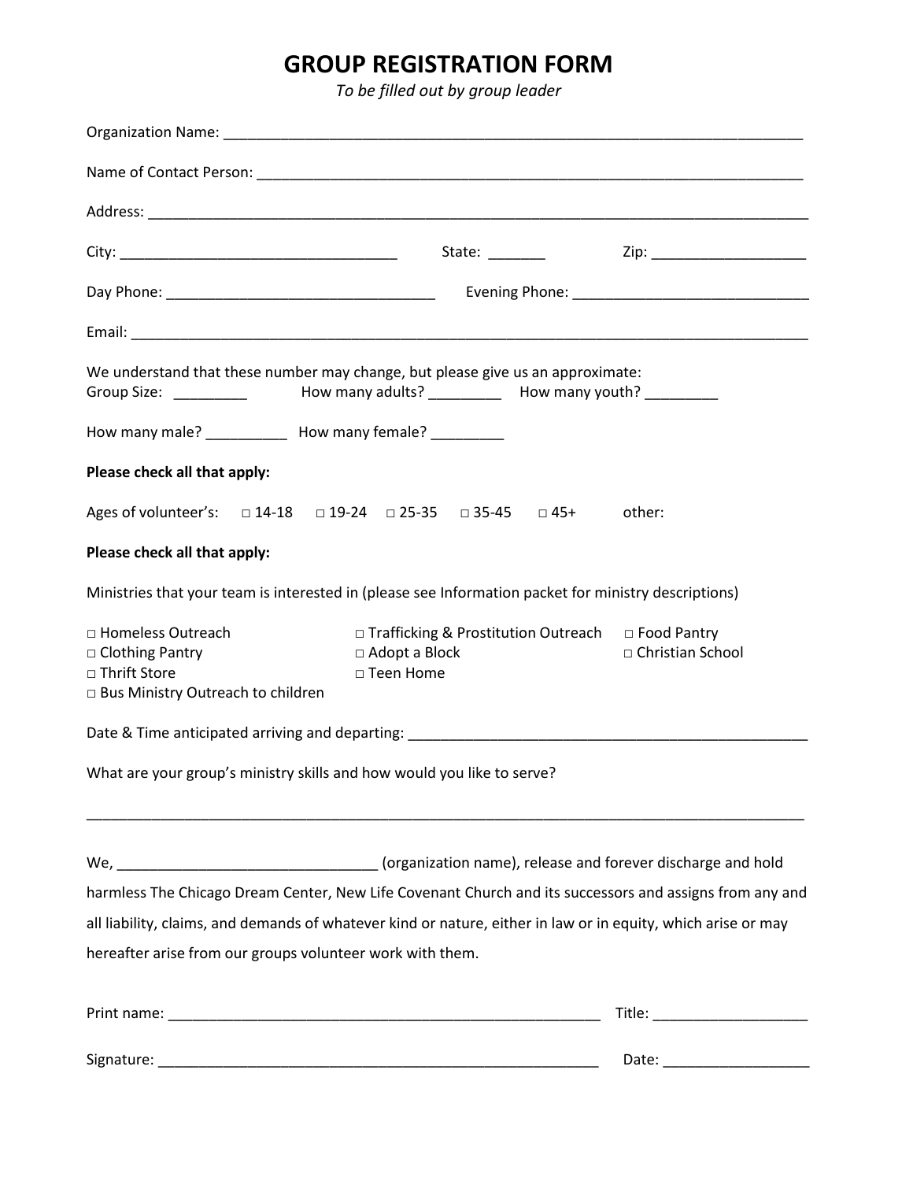# GROUP REGISTRATION FORM

*To be filled out by group leader*

Organization Name: ___________________________________________________________________________

Name of Contact Person: ______________________________________________________________________

Address: _________________________________________________________________________________________

City: ___________________________________ State: _______ Zip: ____________________

Day Phone: __________________________________ Evening Phone: ______________________________

Email: ___________________________________________________________________________________________

We understand that these number may change, but please give us an approximate:
Group Size: _________ How many adults? _________ How many youth? _________

How many male? __________ How many female? _________

**Please check all that apply:**

Ages of volunteer's: □ 14-18 □ 19-24 □ 25-35 □ 35-45 □ 45+ other:

**Please check all that apply:**

Ministries that your team is interested in (please see Information packet for ministry descriptions)

□ Homeless Outreach
□ Clothing Pantry
□ Thrift Store
□ Bus Ministry Outreach to children
□ Trafficking & Prostitution Outreach
□ Adopt a Block
□ Teen Home
□ Food Pantry
□ Christian School

Date & Time anticipated arriving and departing: ___________________________________________________

What are your group's ministry skills and how would you like to serve?

_________________________________________________________________________________________________

We, ________________________________ (organization name), release and forever discharge and hold harmless The Chicago Dream Center, New Life Covenant Church and its successors and assigns from any and all liability, claims, and demands of whatever kind or nature, either in law or in equity, which arise or may hereafter arise from our groups volunteer work with them.

Print name: _______________________________________________________ Title: ___________________

Signature: ________________________________________________________ Date: __________________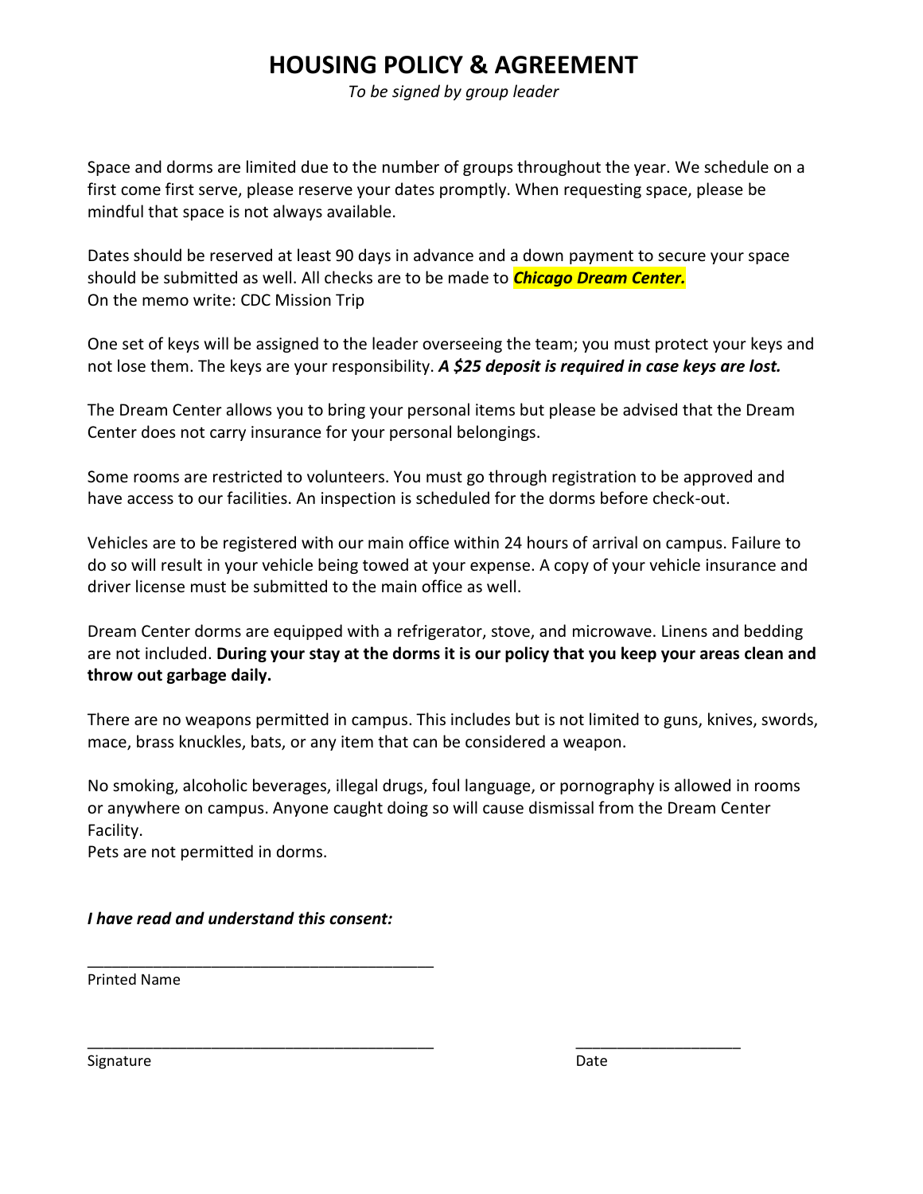# HOUSING POLICY & AGREEMENT

*To be signed by group leader*

Space and dorms are limited due to the number of groups throughout the year. We schedule on a first come first serve, please reserve your dates promptly. When requesting space, please be mindful that space is not always available.

Dates should be reserved at least 90 days in advance and a down payment to secure your space should be submitted as well. All checks are to be made to ***Chicago Dream Center.***
On the memo write: CDC Mission Trip

One set of keys will be assigned to the leader overseeing the team; you must protect your keys and not lose them. The keys are your responsibility. ***A $25 deposit is required in case keys are lost.***

The Dream Center allows you to bring your personal items but please be advised that the Dream Center does not carry insurance for your personal belongings.

Some rooms are restricted to volunteers. You must go through registration to be approved and have access to our facilities. An inspection is scheduled for the dorms before check-out.

Vehicles are to be registered with our main office within 24 hours of arrival on campus. Failure to do so will result in your vehicle being towed at your expense. A copy of your vehicle insurance and driver license must be submitted to the main office as well.

Dream Center dorms are equipped with a refrigerator, stove, and microwave. Linens and bedding are not included. **During your stay at the dorms it is our policy that you keep your areas clean and throw out garbage daily.**

There are no weapons permitted in campus. This includes but is not limited to guns, knives, swords, mace, brass knuckles, bats, or any item that can be considered a weapon.

No smoking, alcoholic beverages, illegal drugs, foul language, or pornography is allowed in rooms or anywhere on campus. Anyone caught doing so will cause dismissal from the Dream Center Facility.
Pets are not permitted in dorms.

***I have read and understand this consent:***

________________________________________
Printed Name

________________________________________ ____________________
Signature Date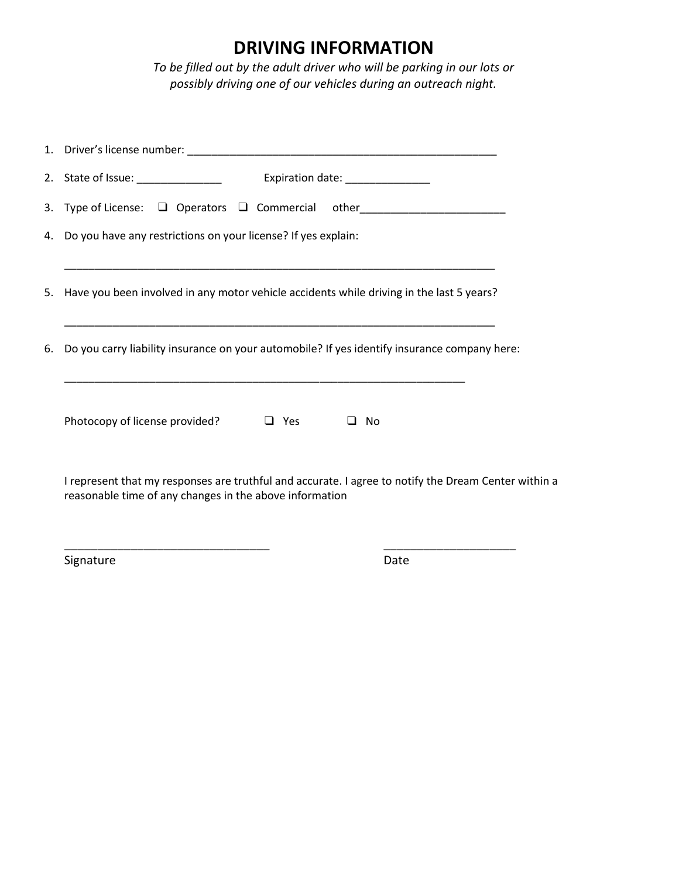# DRIVING INFORMATION

*To be filled out by the adult driver who will be parking in our lots or possibly driving one of our vehicles during an outreach night.*

1. Driver's license number: ____________________________________________________
2. State of Issue: ______________ Expiration date: ______________
3. Type of License: ❑ Operators ❑ Commercial other________________________
4. Do you have any restrictions on your license? If yes explain:

   ___________________________________________________________________________
5. Have you been involved in any motor vehicle accidents while driving in the last 5 years?

   ___________________________________________________________________________
6. Do you carry liability insurance on your automobile? If yes identify insurance company here:

   _____________________________________________________________________

Photocopy of license provided? ❑ Yes ❑ No

I represent that my responses are truthful and accurate. I agree to notify the Dream Center within a reasonable time of any changes in the above information

________________________________ ____________________

Signature Date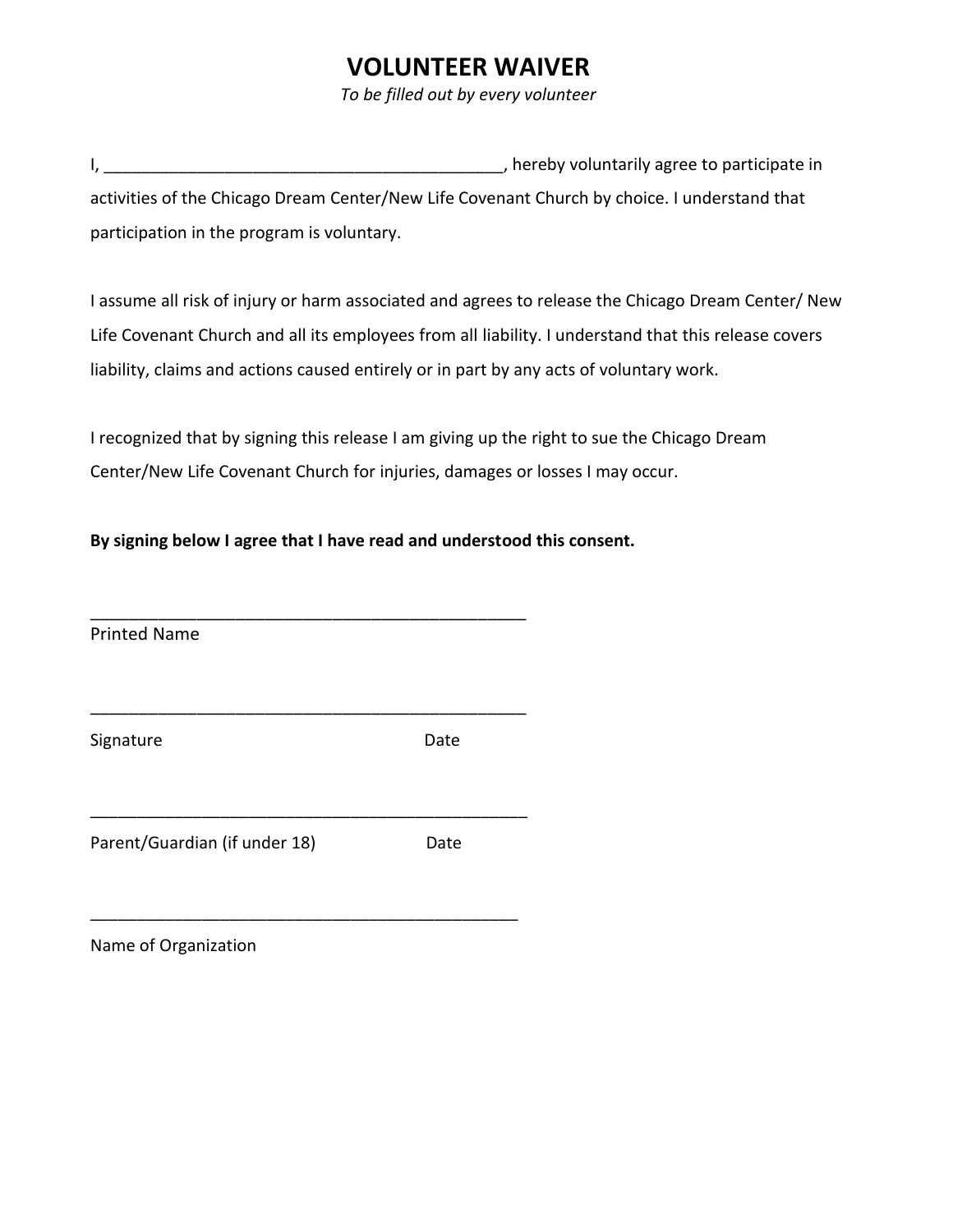# VOLUNTEER WAIVER

*To be filled out by every volunteer*

I, ___________________________________________, hereby voluntarily agree to participate in activities of the Chicago Dream Center/New Life Covenant Church by choice. I understand that participation in the program is voluntary.

I assume all risk of injury or harm associated and agrees to release the Chicago Dream Center/ New Life Covenant Church and all its employees from all liability. I understand that this release covers liability, claims and actions caused entirely or in part by any acts of voluntary work.

I recognized that by signing this release I am giving up the right to sue the Chicago Dream Center/New Life Covenant Church for injuries, damages or losses I may occur.

**By signing below I agree that I have read and understood this consent.**

_______________________________________________
Printed Name

_______________________________________________
Signature                                        Date

_______________________________________________
Parent/Guardian (if under 18)                    Date

_______________________________________________
Name of Organization